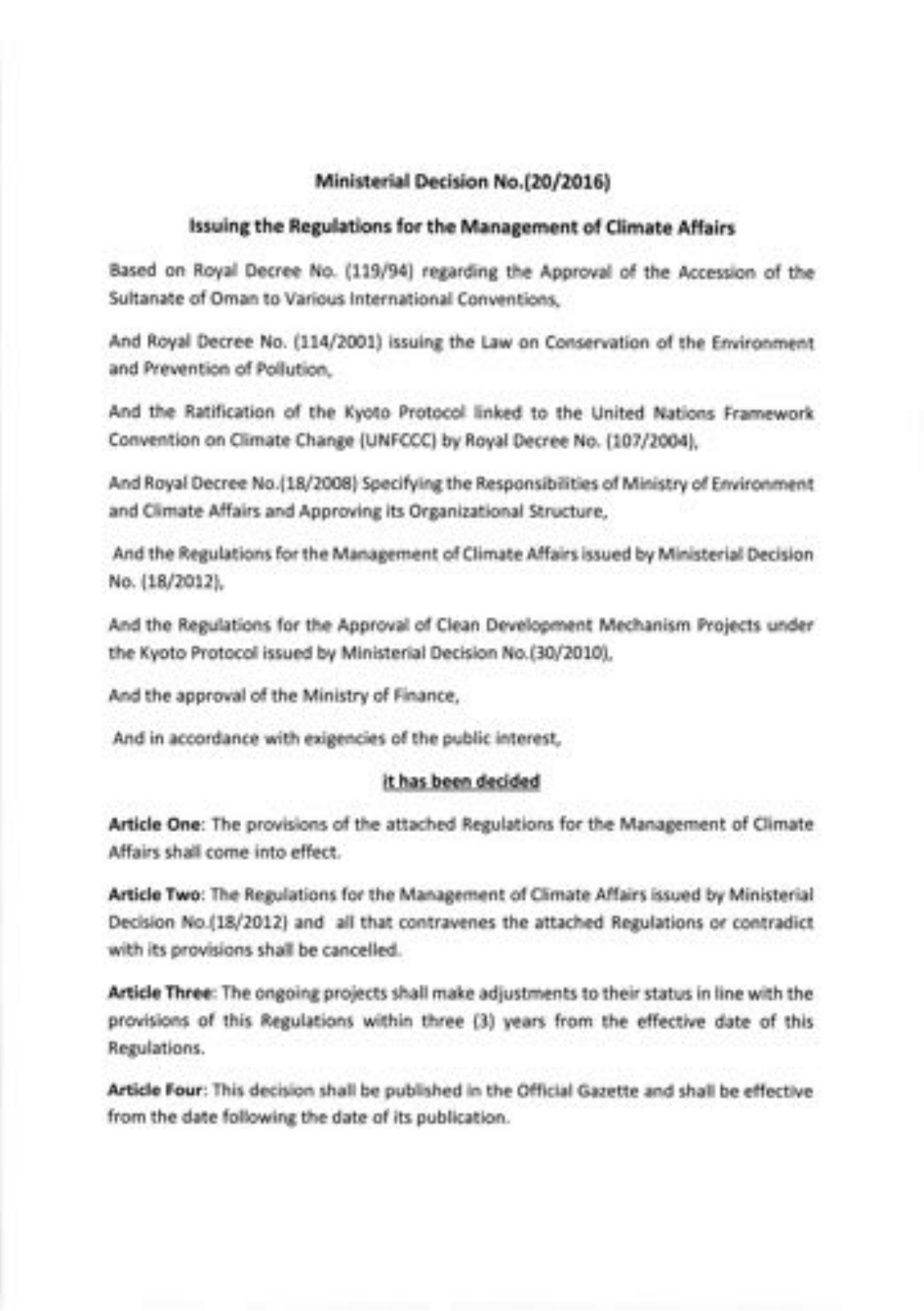# Ministerial Decision No.(20/2016)

## Issuing the Regulations for the Management of Climate Affairs

Based on Royal Decree No. (119/94) regarding the Approval of the Accession of the Sultanate of Oman to Various International Conventions,

And Royal Decree No. (114/2001) issuing the Law on Conservation of the Environment and Prevention of Pollution,

And the Ratification of the Kyoto Protocol linked to the United Nations Framework Convention on Climate Change (UNFCCC) by Royal Decree No. (107/2004),

And Royal Decree No.(18/2008) Specifying the Responsibilities of Ministry of Environment and Climate Affairs and Approving its Organizational Structure,

And the Regulations for the Management of Climate Affairs issued by Ministerial Decision No. (18/2012),

And the Regulations for the Approval of Clean Development Mechanism Projects under the Kyoto Protocol issued by Ministerial Decision No.(30/2010),

And the approval of the Ministry of Finance,

And in accordance with exigencies of the public interest,

<u>It has been decided</u>

**Article One**: The provisions of the attached Regulations for the Management of Climate Affairs shall come into effect.

**Article Two**: The Regulations for the Management of Climate Affairs issued by Ministerial Decision No.(18/2012) and all that contravenes the attached Regulations or contradict with its provisions shall be cancelled.

**Article Three**: The ongoing projects shall make adjustments to their status in line with the provisions of this Regulations within three (3) years from the effective date of this Regulations.

**Article Four**: This decision shall be published in the Official Gazette and shall be effective from the date following the date of its publication.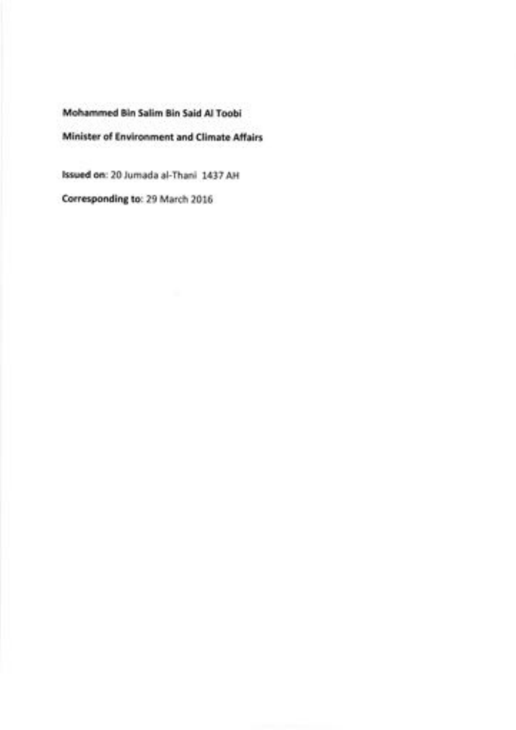**Mohammed Bin Salim Bin Said Al Toobi**

**Minister of Environment and Climate Affairs**

**Issued on**: 20 Jumada al-Thani 1437 AH

**Corresponding to**: 29 March 2016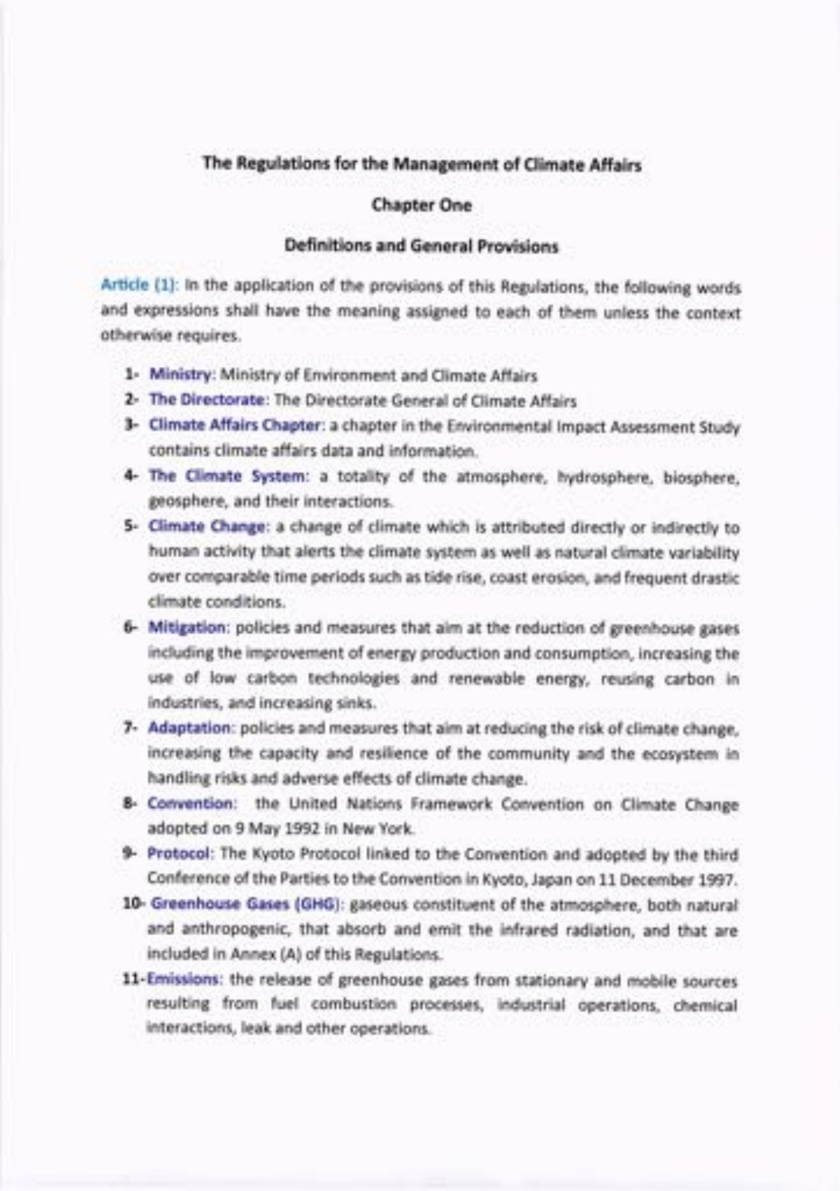# The Regulations for the Management of Climate Affairs

## Chapter One

### Definitions and General Provisions

**Article (1):** In the application of the provisions of this Regulations, the following words and expressions shall have the meaning assigned to each of them unless the context otherwise requires.

1- **Ministry**: Ministry of Environment and Climate Affairs
2- **The Directorate**: The Directorate General of Climate Affairs
3- **Climate Affairs Chapter**: a chapter in the Environmental Impact Assessment Study contains climate affairs data and information.
4- **The Climate System**: a totality of the atmosphere, hydrosphere, biosphere, geosphere, and their interactions.
5- **Climate Change**: a change of climate which is attributed directly or indirectly to human activity that alerts the climate system as well as natural climate variability over comparable time periods such as tide rise, coast erosion, and frequent drastic climate conditions.
6- **Mitigation**: policies and measures that aim at the reduction of greenhouse gases including the improvement of energy production and consumption, increasing the use of low carbon technologies and renewable energy, reusing carbon in industries, and increasing sinks.
7- **Adaptation**: policies and measures that aim at reducing the risk of climate change, increasing the capacity and resilience of the community and the ecosystem in handling risks and adverse effects of climate change.
8- **Convention**: the United Nations Framework Convention on Climate Change adopted on 9 May 1992 in New York.
9- **Protocol**: The Kyoto Protocol linked to the Convention and adopted by the third Conference of the Parties to the Convention in Kyoto, Japan on 11 December 1997.
10- **Greenhouse Gases (GHG)**: gaseous constituent of the atmosphere, both natural and anthropogenic, that absorb and emit the infrared radiation, and that are included in Annex (A) of this Regulations.
11- **Emissions**: the release of greenhouse gases from stationary and mobile sources resulting from fuel combustion processes, industrial operations, chemical interactions, leak and other operations.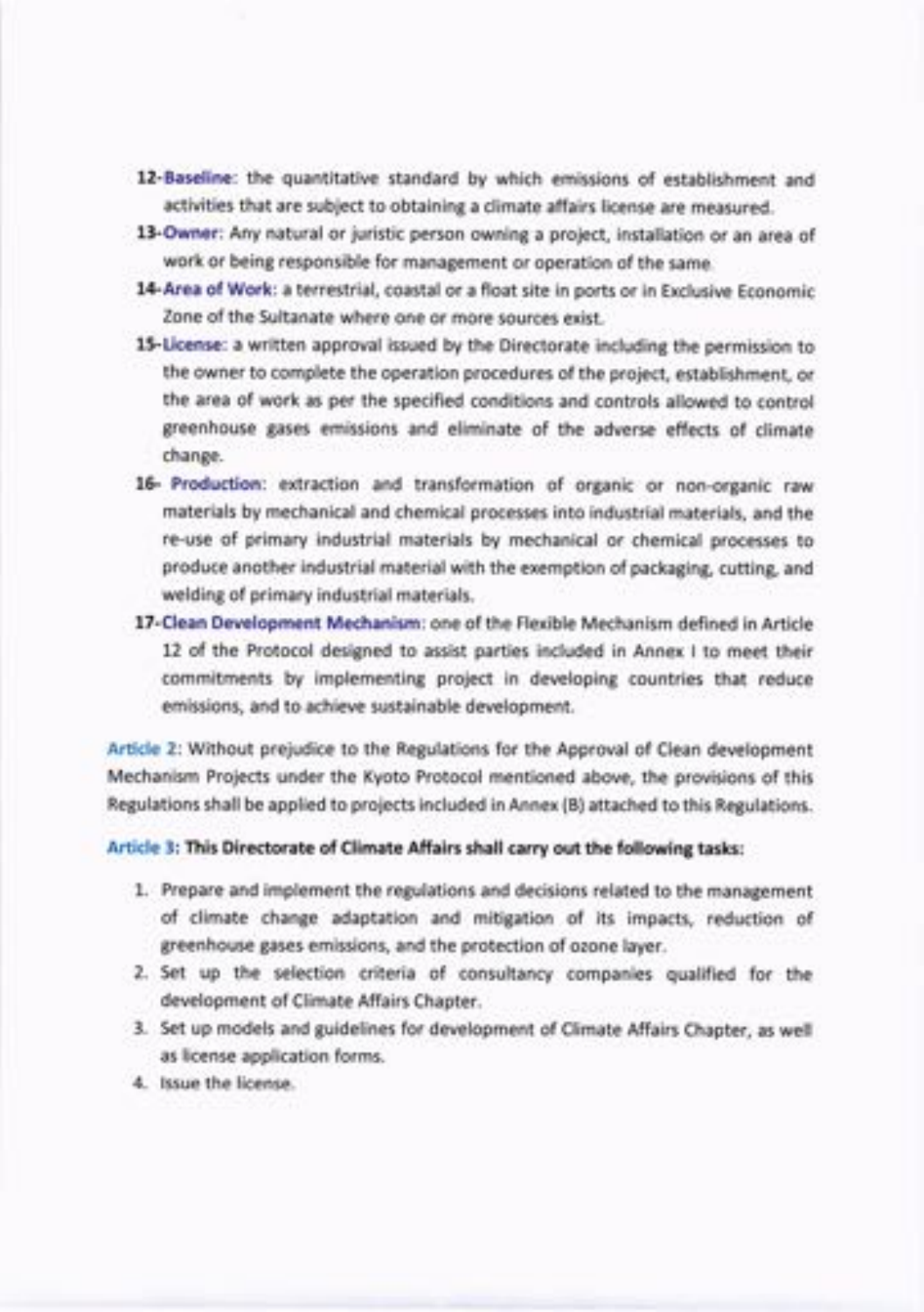12-**Baseline**: the quantitative standard by which emissions of establishment and activities that are subject to obtaining a climate affairs license are measured.

13-**Owner**: Any natural or juristic person owning a project, installation or an area of work or being responsible for management or operation of the same.

14-**Area of Work**: a terrestrial, coastal or a float site in ports or in Exclusive Economic Zone of the Sultanate where one or more sources exist.

15-**License**: a written approval issued by the Directorate including the permission to the owner to complete the operation procedures of the project, establishment, or the area of work as per the specified conditions and controls allowed to control greenhouse gases emissions and eliminate of the adverse effects of climate change.

16- **Production**: extraction and transformation of organic or non-organic raw materials by mechanical and chemical processes into industrial materials, and the re-use of primary industrial materials by mechanical or chemical processes to produce another industrial material with the exemption of packaging, cutting, and welding of primary industrial materials.

17-**Clean Development Mechanism**: one of the Flexible Mechanism defined in Article 12 of the Protocol designed to assist parties included in Annex I to meet their commitments by implementing project in developing countries that reduce emissions, and to achieve sustainable development.

**Article 2**: Without prejudice to the Regulations for the Approval of Clean development Mechanism Projects under the Kyoto Protocol mentioned above, the provisions of this Regulations shall be applied to projects included in Annex (B) attached to this Regulations.

**Article 3: This Directorate of Climate Affairs shall carry out the following tasks:**

1. Prepare and implement the regulations and decisions related to the management of climate change adaptation and mitigation of its impacts, reduction of greenhouse gases emissions, and the protection of ozone layer.
2. Set up the selection criteria of consultancy companies qualified for the development of Climate Affairs Chapter.
3. Set up models and guidelines for development of Climate Affairs Chapter, as well as license application forms.
4. Issue the license.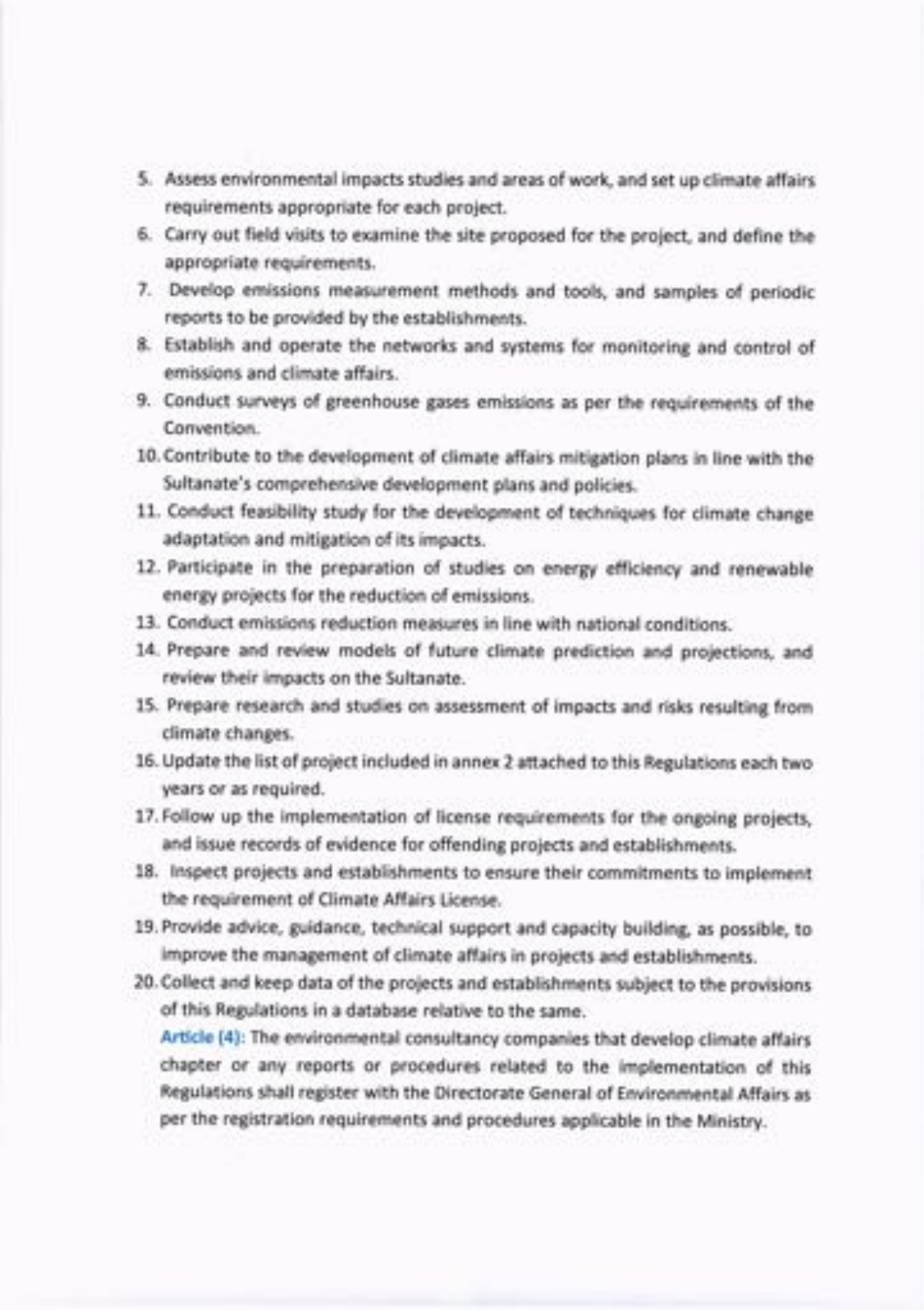5. Assess environmental impacts studies and areas of work, and set up climate affairs requirements appropriate for each project.
6. Carry out field visits to examine the site proposed for the project, and define the appropriate requirements.
7. Develop emissions measurement methods and tools, and samples of periodic reports to be provided by the establishments.
8. Establish and operate the networks and systems for monitoring and control of emissions and climate affairs.
9. Conduct surveys of greenhouse gases emissions as per the requirements of the Convention.
10. Contribute to the development of climate affairs mitigation plans in line with the Sultanate's comprehensive development plans and policies.
11. Conduct feasibility study for the development of techniques for climate change adaptation and mitigation of its impacts.
12. Participate in the preparation of studies on energy efficiency and renewable energy projects for the reduction of emissions.
13. Conduct emissions reduction measures in line with national conditions.
14. Prepare and review models of future climate prediction and projections, and review their impacts on the Sultanate.
15. Prepare research and studies on assessment of impacts and risks resulting from climate changes.
16. Update the list of project included in annex 2 attached to this Regulations each two years or as required.
17. Follow up the implementation of license requirements for the ongoing projects, and issue records of evidence for offending projects and establishments.
18. Inspect projects and establishments to ensure their commitments to implement the requirement of Climate Affairs License.
19. Provide advice, guidance, technical support and capacity building, as possible, to improve the management of climate affairs in projects and establishments.
20. Collect and keep data of the projects and establishments subject to the provisions of this Regulations in a database relative to the same.

Article (4): The environmental consultancy companies that develop climate affairs chapter or any reports or procedures related to the implementation of this Regulations shall register with the Directorate General of Environmental Affairs as per the registration requirements and procedures applicable in the Ministry.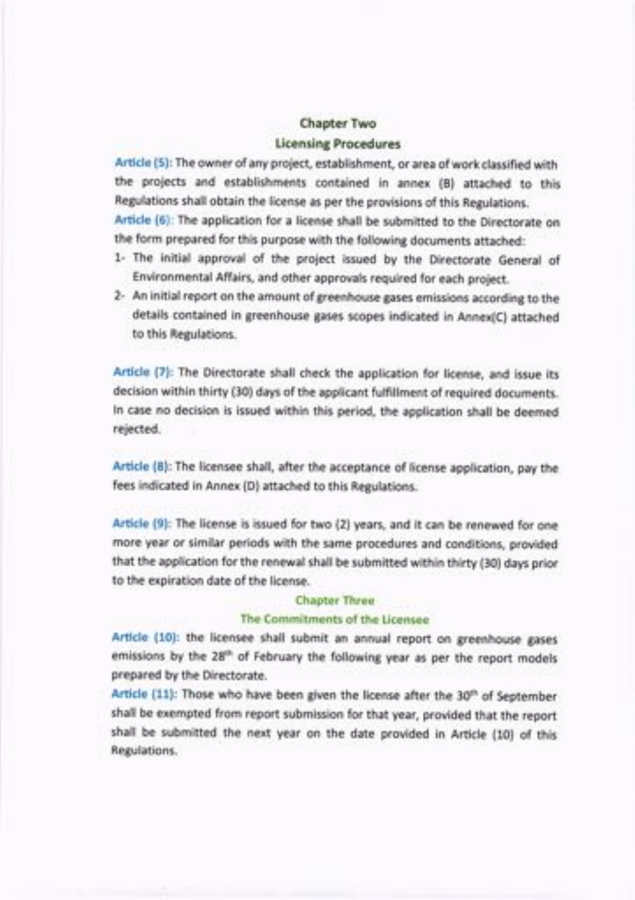## Chapter Two

## Licensing Procedures

**Article (5):** The owner of any project, establishment, or area of work classified with the projects and establishments contained in annex (B) attached to this Regulations shall obtain the license as per the provisions of this Regulations.

**Article (6):** The application for a license shall be submitted to the Directorate on the form prepared for this purpose with the following documents attached:

1- The initial approval of the project issued by the Directorate General of Environmental Affairs, and other approvals required for each project.

2- An initial report on the amount of greenhouse gases emissions according to the details contained in greenhouse gases scopes indicated in Annex(C) attached to this Regulations.

**Article (7):** The Directorate shall check the application for license, and issue its decision within thirty (30) days of the applicant fulfillment of required documents. In case no decision is issued within this period, the application shall be deemed rejected.

**Article (8):** The licensee shall, after the acceptance of license application, pay the fees indicated in Annex (D) attached to this Regulations.

**Article (9):** The license is issued for two (2) years, and it can be renewed for one more year or similar periods with the same procedures and conditions, provided that the application for the renewal shall be submitted within thirty (30) days prior to the expiration date of the license.

## Chapter Three

## The Commitments of the Licensee

**Article (10):** the licensee shall submit an annual report on greenhouse gases emissions by the 28th of February the following year as per the report models prepared by the Directorate.

**Article (11):** Those who have been given the license after the 30th of September shall be exempted from report submission for that year, provided that the report shall be submitted the next year on the date provided in Article (10) of this Regulations.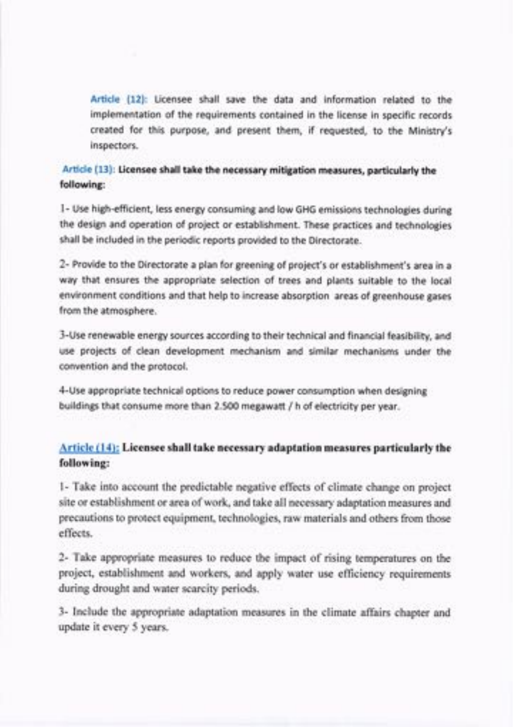Article (12): Licensee shall save the data and information related to the implementation of the requirements contained in the license in specific records created for this purpose, and present them, if requested, to the Ministry's inspectors.

**Article (13): Licensee shall take the necessary mitigation measures, particularly the following:**

1- Use high-efficient, less energy consuming and low GHG emissions technologies during the design and operation of project or establishment. These practices and technologies shall be included in the periodic reports provided to the Directorate.

2- Provide to the Directorate a plan for greening of project's or establishment's area in a way that ensures the appropriate selection of trees and plants suitable to the local environment conditions and that help to increase absorption areas of greenhouse gases from the atmosphere.

3-Use renewable energy sources according to their technical and financial feasibility, and use projects of clean development mechanism and similar mechanisms under the convention and the protocol.

4-Use appropriate technical options to reduce power consumption when designing buildings that consume more than 2.500 megawatt / h of electricity per year.

**Article (14): Licensee shall take necessary adaptation measures particularly the following:**

1- Take into account the predictable negative effects of climate change on project site or establishment or area of work, and take all necessary adaptation measures and precautions to protect equipment, technologies, raw materials and others from those effects.

2- Take appropriate measures to reduce the impact of rising temperatures on the project, establishment and workers, and apply water use efficiency requirements during drought and water scarcity periods.

3- Include the appropriate adaptation measures in the climate affairs chapter and update it every 5 years.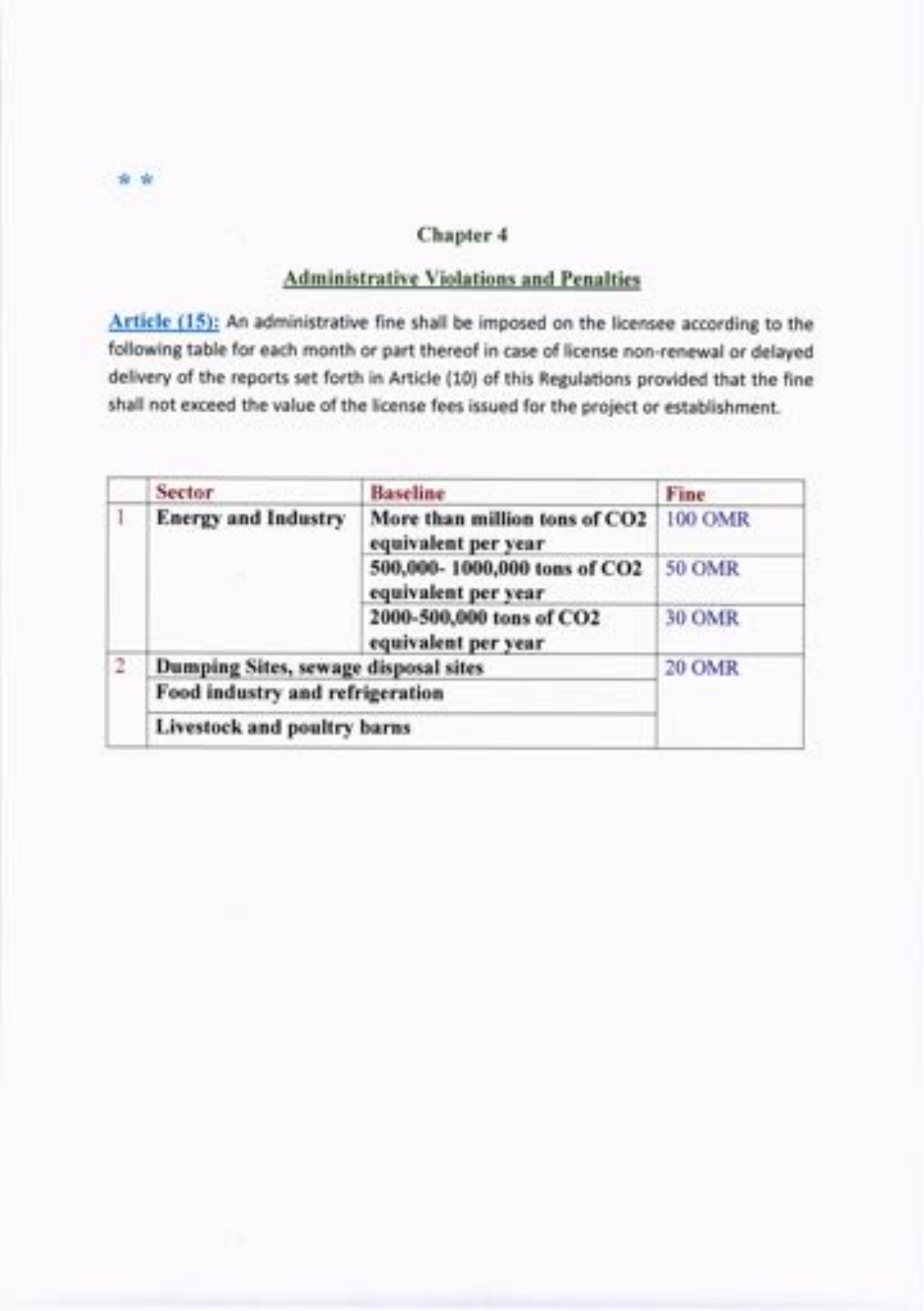\* \*

## Chapter 4

### Administrative Violations and Penalties

**Article (15):** An administrative fine shall be imposed on the licensee according to the following table for each month or part thereof in case of license non-renewal or delayed delivery of the reports set forth in Article (10) of this Regulations provided that the fine shall not exceed the value of the license fees issued for the project or establishment.

| | Sector | Baseline | Fine |
|---|---|---|---|
| 1 | **Energy and Industry** | **More than million tons of $CO_2$ equivalent per year** | 100 OMR |
| | | **500,000- 1000,000 tons of $CO_2$ equivalent per year** | 50 OMR |
| | | **2000-500,000 tons of $CO_2$ equivalent per year** | 30 OMR |
| 2 | **Dumping Sites, sewage disposal sites** | | 20 OMR |
| | **Food industry and refrigeration** | | |
| | **Livestock and poultry barns** | | |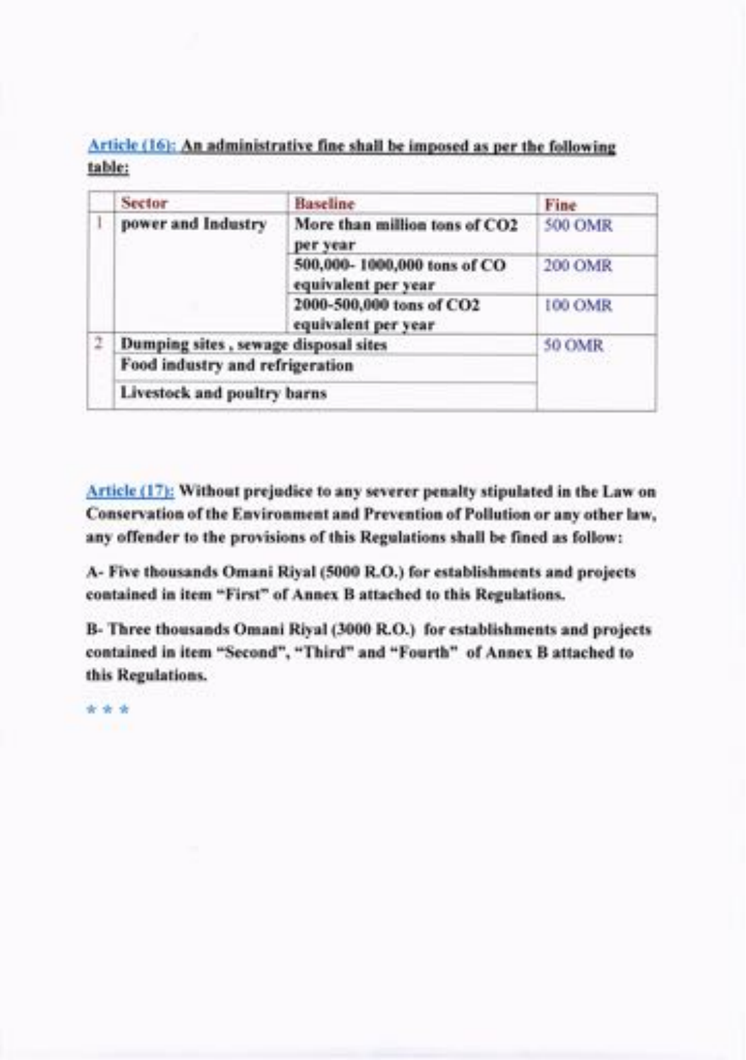**Article (16): An administrative fine shall be imposed as per the following table:**

| | Sector | Baseline | Fine |
|---|---|---|---|
| 1 | power and Industry | More than million tons of $CO_2$ per year | 500 OMR |
| | | 500,000- 1000,000 tons of CO equivalent per year | 200 OMR |
| | | 2000-500,000 tons of $CO_2$ equivalent per year | 100 OMR |
| 2 | Dumping sites , sewage disposal sites | | 50 OMR |
| | Food industry and refrigeration | | |
| | Livestock and poultry barns | | |

**Article (17): Without prejudice to any severer penalty stipulated in the Law on Conservation of the Environment and Prevention of Pollution or any other law, any offender to the provisions of this Regulations shall be fined as follow:**

**A- Five thousands Omani Riyal (5000 R.O.) for establishments and projects contained in item "First" of Annex B attached to this Regulations.**

**B- Three thousands Omani Riyal (3000 R.O.) for establishments and projects contained in item "Second", "Third" and "Fourth" of Annex B attached to this Regulations.**

* * *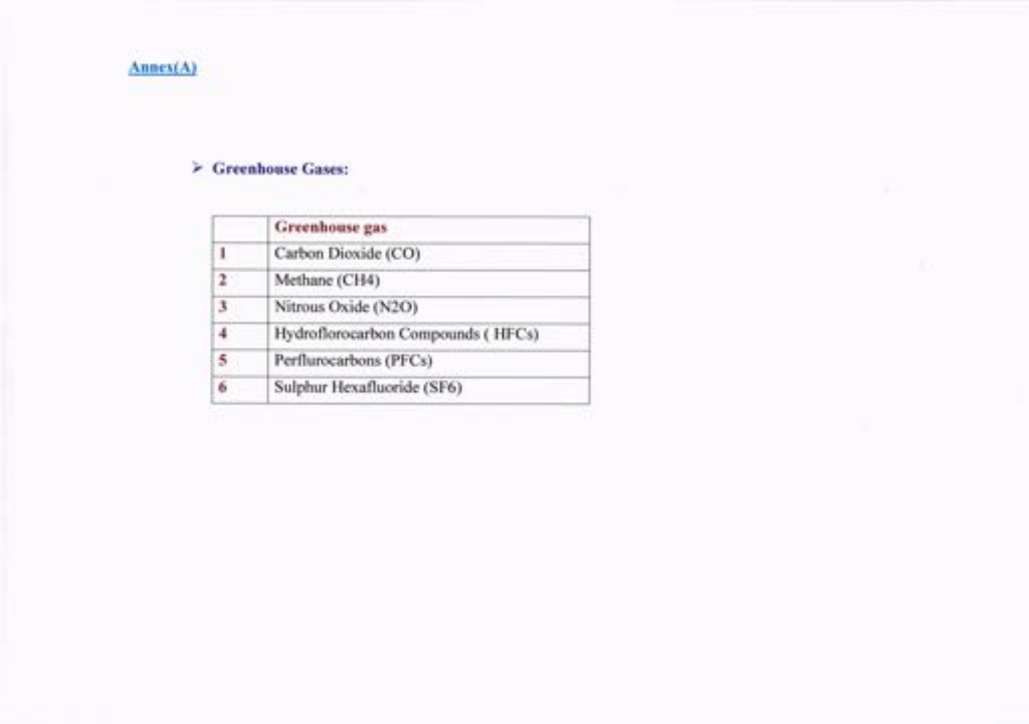Annex(A)

- **Greenhouse Gases:**

| | Greenhouse gas |
|---|---|
| 1 | Carbon Dioxide (CO) |
| 2 | Methane ($CH_4$) |
| 3 | Nitrous Oxide ($N_2O$) |
| 4 | Hydroflorocarbon Compounds ( HFCs) |
| 5 | Perflurocarbons (PFCs) |
| 6 | Sulphur Hexafluoride ($SF_6$) |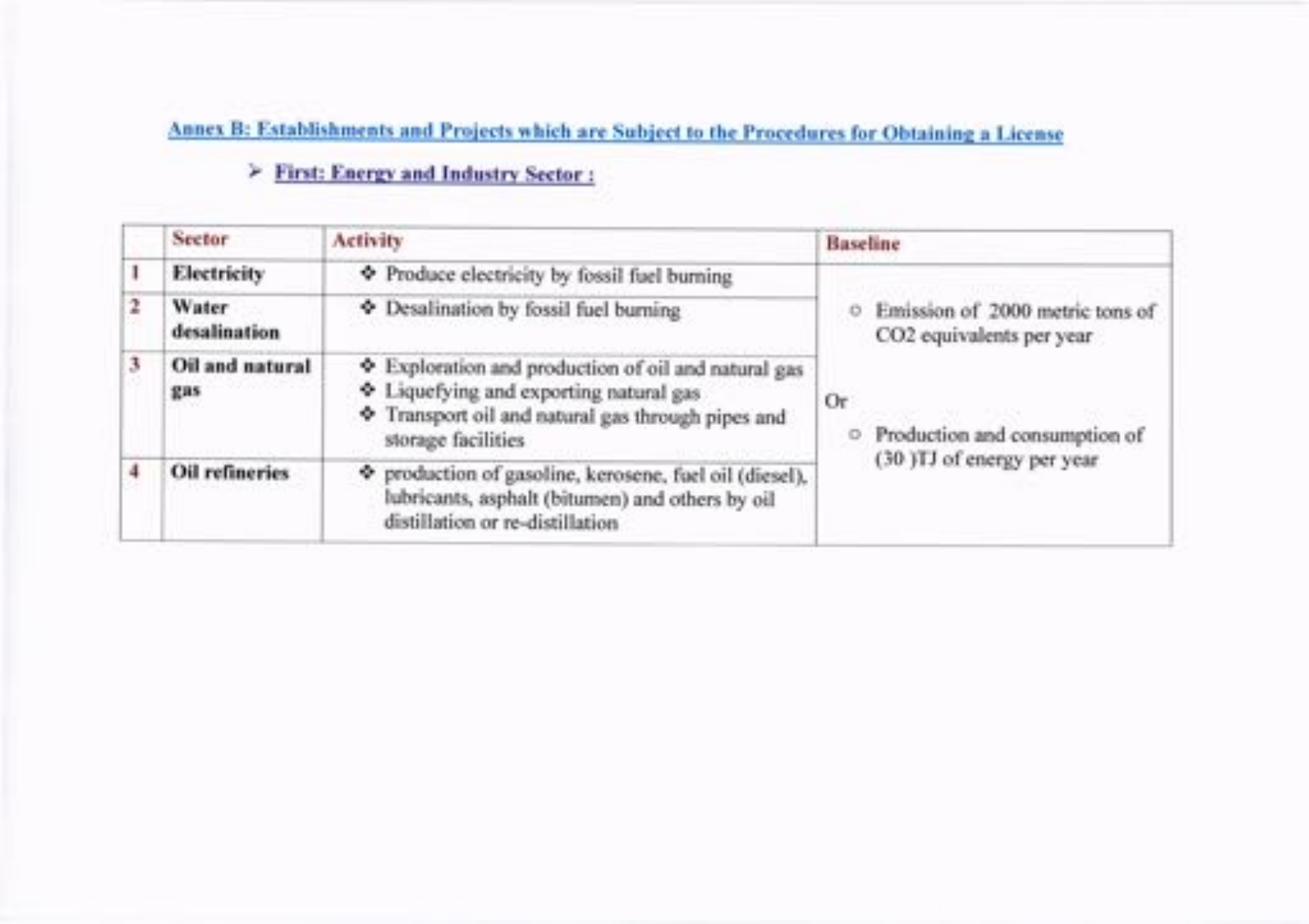## Annex B: Establishments and Projects which are Subject to the Procedures for Obtaining a License

- **First: Energy and Industry Sector :**

| | Sector | Activity | Baseline |
|---|---|---|---|
| 1 | **Electricity** | ❖ Produce electricity by fossil fuel burning | ○ Emission of 2000 metric tons of $CO_2$ equivalents per year<br><br>Or<br><br>○ Production and consumption of (30 )TJ of energy per year |
| 2 | **Water desalination** | ❖ Desalination by fossil fuel burning | |
| 3 | **Oil and natural gas** | ❖ Exploration and production of oil and natural gas<br>❖ Liquefying and exporting natural gas<br>❖ Transport oil and natural gas through pipes and storage facilities | |
| 4 | **Oil refineries** | ❖ production of gasoline, kerosene, fuel oil (diesel), lubricants, asphalt (bitumen) and others by oil distillation or re-distillation | |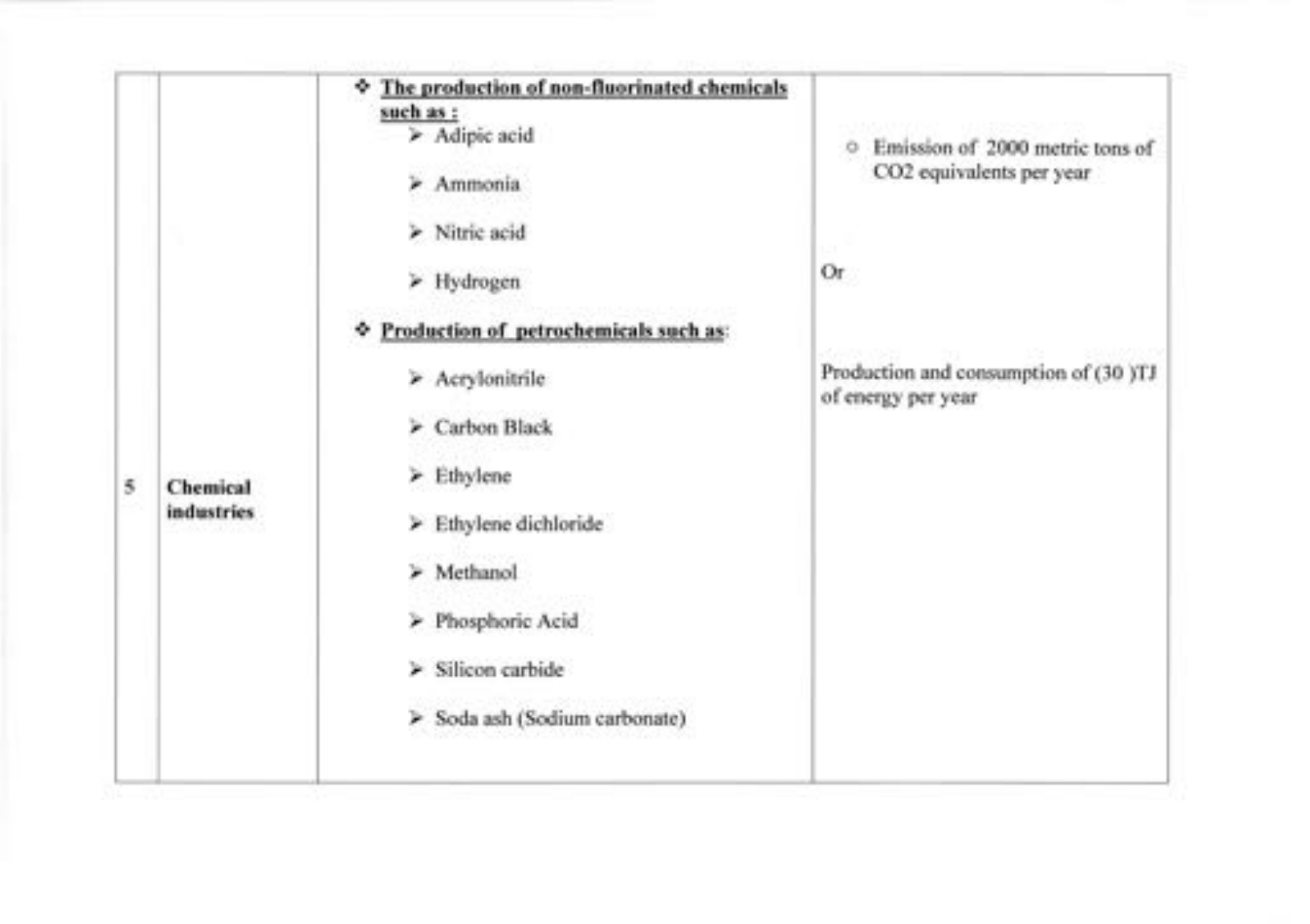| 5 | **Chemical industries** | ❖ **<u>The production of non-fluorinated chemicals such as :</u>**<br>➢ Adipic acid<br>➢ Ammonia<br>➢ Nitric acid<br>➢ Hydrogen<br>❖ **<u>Production of petrochemicals such as</u>**:<br>➢ Acrylonitrile<br>➢ Carbon Black<br>➢ Ethylene<br>➢ Ethylene dichloride<br>➢ Methanol<br>➢ Phosphoric Acid<br>➢ Silicon carbide<br>➢ Soda ash (Sodium carbonate) | ○ Emission of 2000 metric tons of $CO_2$ equivalents per year<br><br>Or<br><br>Production and consumption of (30 )TJ of energy per year |
|---|---|---|---|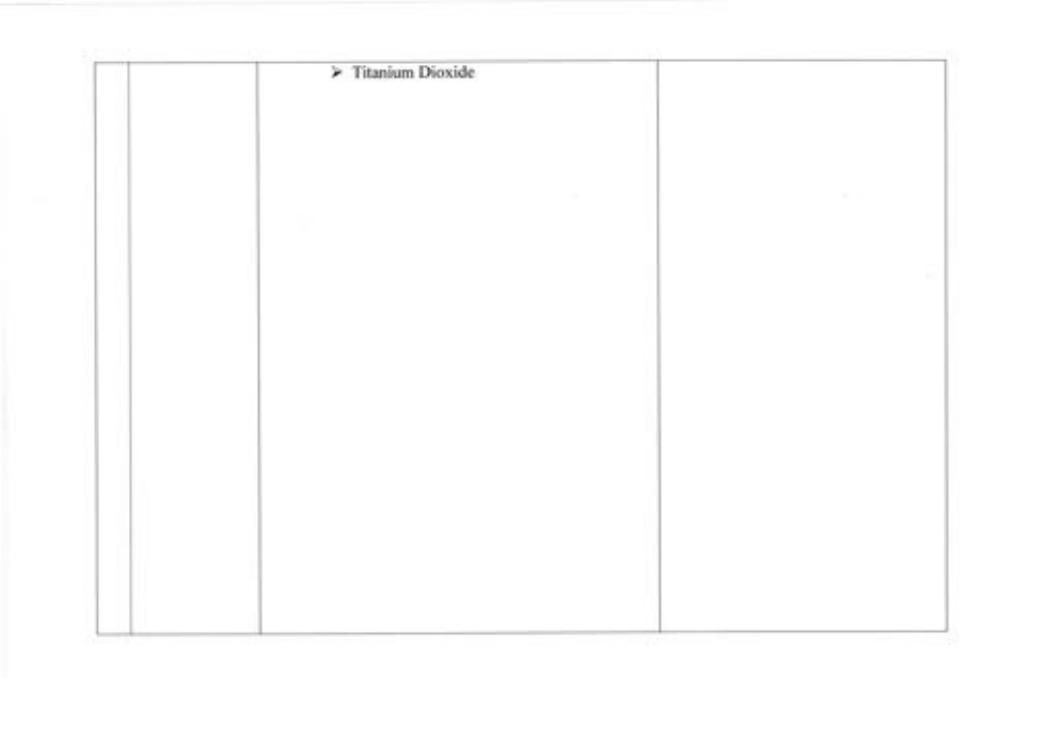|  |  |  |  |
| --- | --- | --- | --- |
|  |  | - Titanium Dioxide |  |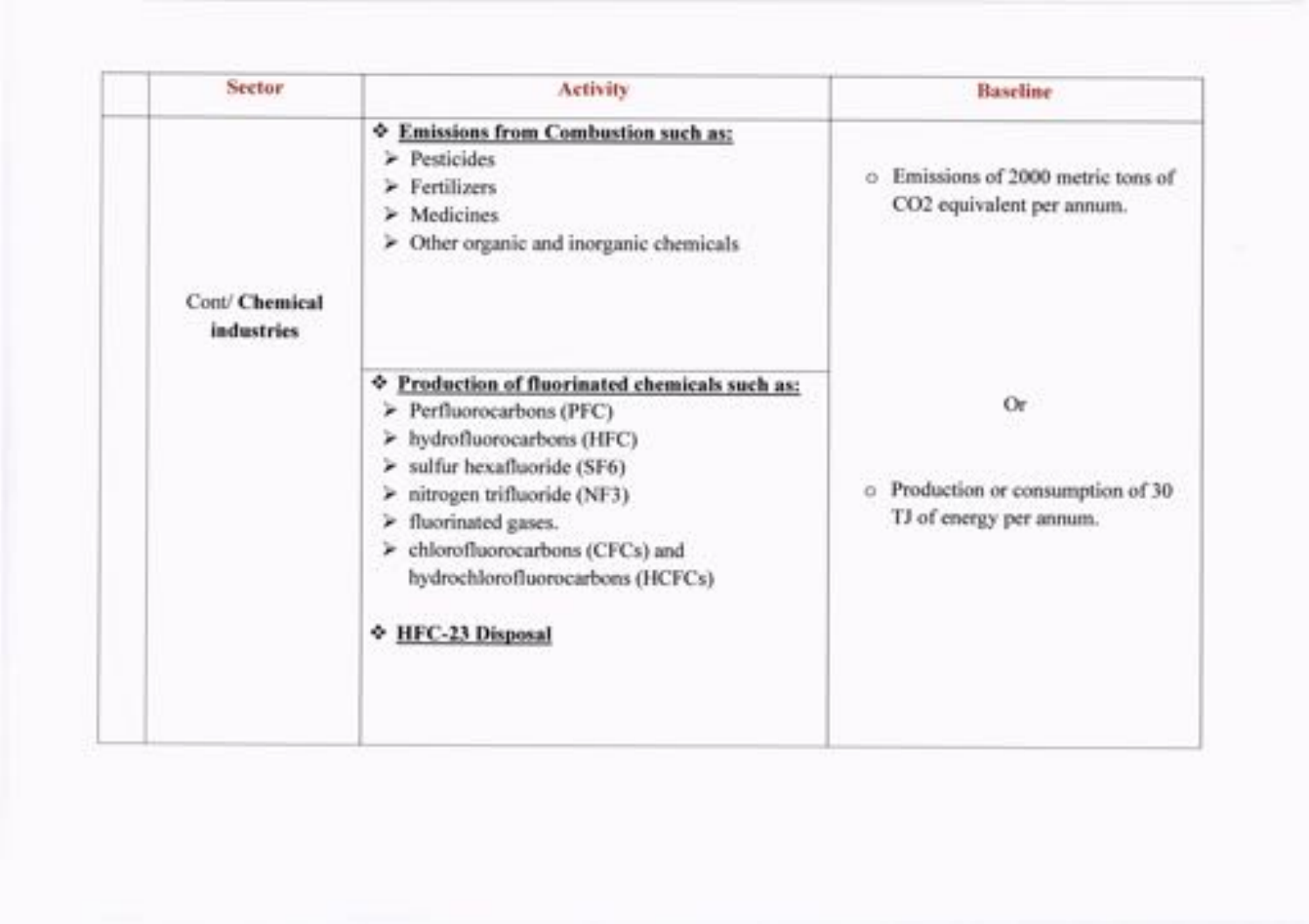| | Sector | Activity | Baseline |
|---|---|---|---|
| | Cont/ **Chemical industries** | ❖ **<u>Emissions from Combustion such as:</u>**<br>➢ Pesticides<br>➢ Fertilizers<br>➢ Medicines<br>➢ Other organic and inorganic chemicals | ○ Emissions of 2000 metric tons of $CO_2$ equivalent per annum.<br><br>Or<br><br>○ Production or consumption of 30 TJ of energy per annum. |
| | | ❖ **<u>Production of fluorinated chemicals such as:</u>**<br>➢ Perfluorocarbons (PFC)<br>➢ hydrofluorocarbons (HFC)<br>➢ sulfur hexafluoride ($SF_6$)<br>➢ nitrogen trifluoride ($NF_3$)<br>➢ fluorinated gases.<br>➢ chlorofluorocarbons (CFCs) and hydrochlorofluorocarbons (HCFCs)<br><br>❖ **<u>HFC-23 Disposal</u>** | |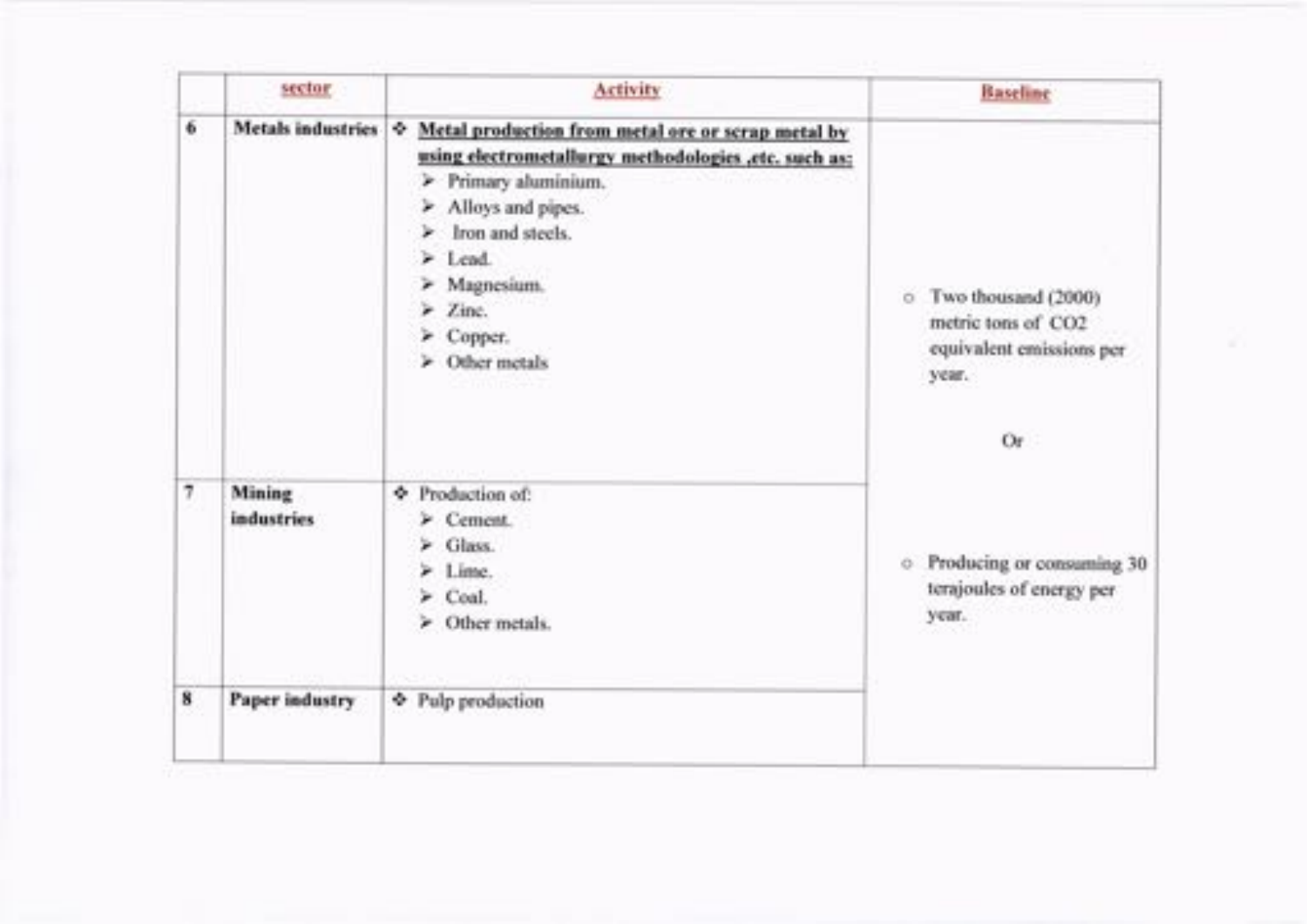| | sector | Activity | Baseline |
|---|---|---|---|
| 6 | **Metals industries** | ❖ **Metal production from metal ore or scrap metal by using electrometallurgy methodologies ,etc. such as:**<br>➢ Primary aluminium.<br>➢ Alloys and pipes.<br>➢ Iron and steels.<br>➢ Lead.<br>➢ Magnesium.<br>➢ Zinc.<br>➢ Copper.<br>➢ Other metals | ○ Two thousand (2000) metric tons of $CO_2$ equivalent emissions per year.<br><br>Or<br><br>○ Producing or consuming 30 terajoules of energy per year. |
| 7 | **Mining industries** | ❖ Production of:<br>➢ Cement.<br>➢ Glass.<br>➢ Lime.<br>➢ Coal.<br>➢ Other metals. | |
| 8 | **Paper industry** | ❖ Pulp production | |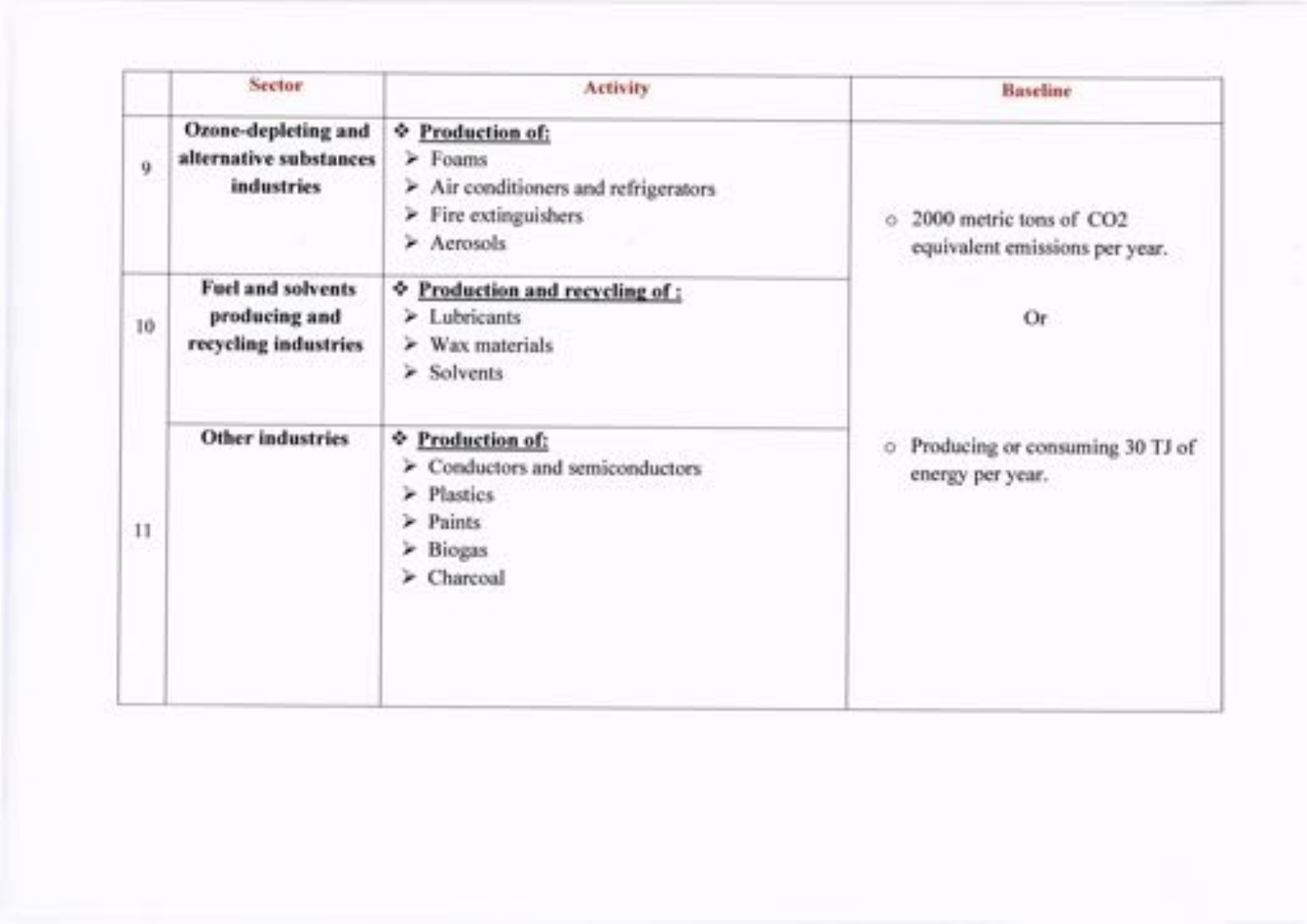| | Sector | Activity | Baseline |
|---|---|---|---|
| 9 | **Ozone-depleting and alternative substances industries** | ❖ **<u>Production of:</u>**<br>➢ Foams<br>➢ Air conditioners and refrigerators<br>➢ Fire extinguishers<br>➢ Aerosols | ○ 2000 metric tons of $CO_2$ equivalent emissions per year.<br><br>Or<br><br>○ Producing or consuming 30 TJ of energy per year. |
| 10 | **Fuel and solvents producing and recycling industries** | ❖ **<u>Production and recycling of :</u>**<br>➢ Lubricants<br>➢ Wax materials<br>➢ Solvents | |
| 11 | **Other industries** | ❖ **<u>Production of:</u>**<br>➢ Conductors and semiconductors<br>➢ Plastics<br>➢ Paints<br>➢ Biogas<br>➢ Charcoal | |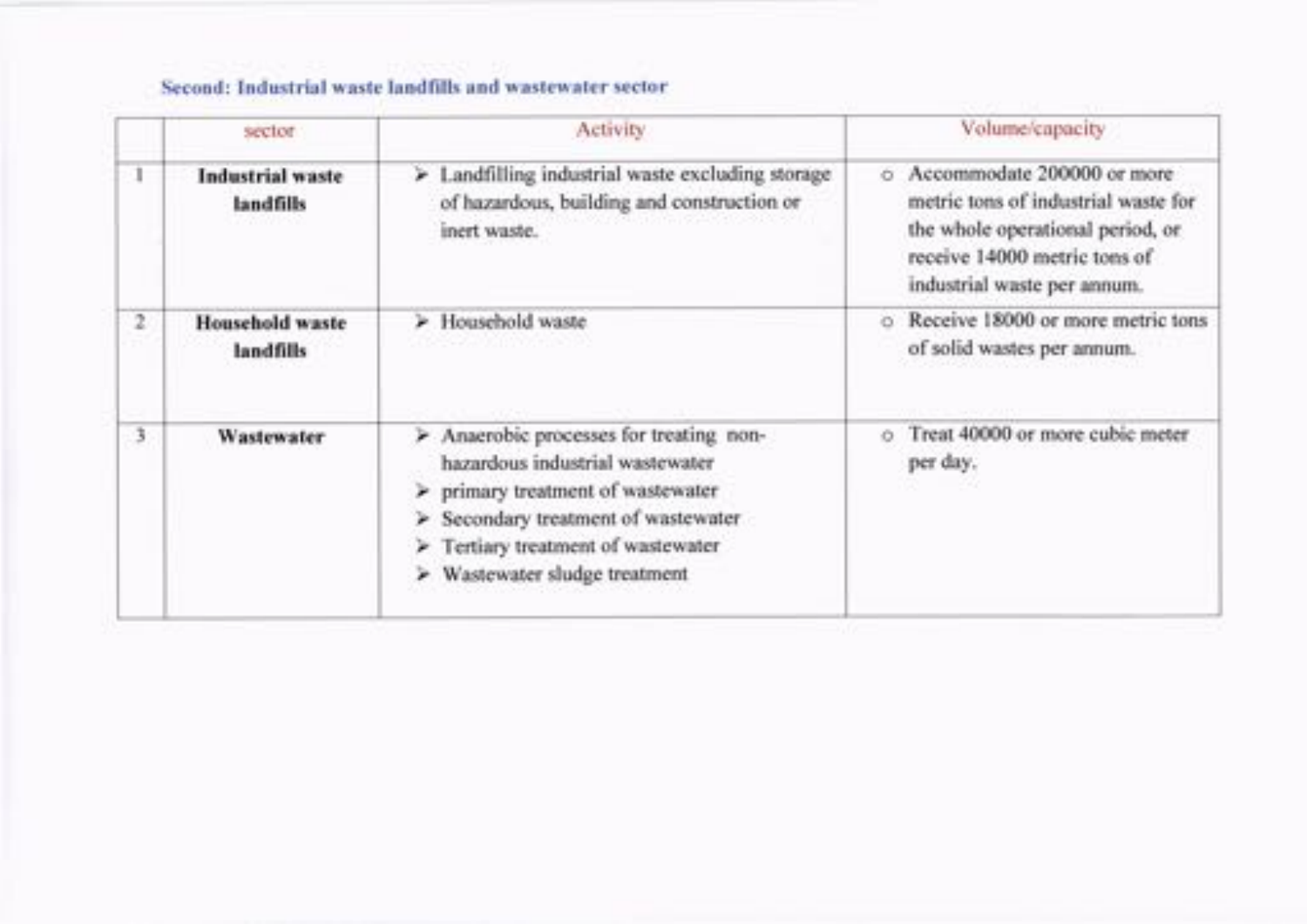### Second: Industrial waste landfills and wastewater sector

| | sector | Activity | Volume/capacity |
|---|---|---|---|
| 1 | **Industrial waste landfills** | ➤ Landfilling industrial waste excluding storage of hazardous, building and construction or inert waste. | ○ Accommodate 200000 or more metric tons of industrial waste for the whole operational period, or receive 14000 metric tons of industrial waste per annum. |
| 2 | **Household waste landfills** | ➤ Household waste | ○ Receive 18000 or more metric tons of solid wastes per annum. |
| 3 | **Wastewater** | ➤ Anaerobic processes for treating non-hazardous industrial wastewater<br>➤ primary treatment of wastewater<br>➤ Secondary treatment of wastewater<br>➤ Tertiary treatment of wastewater<br>➤ Wastewater sludge treatment | ○ Treat 40000 or more cubic meter per day. |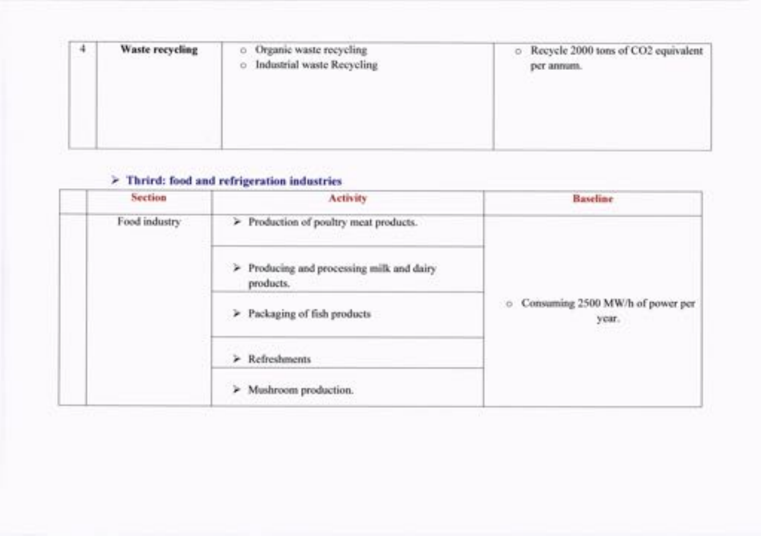| 4 | **Waste recycling** | - Organic waste recycling<br>- Industrial waste Recycling | - Recycle 2000 tons of $CO_2$ equivalent per annum. |
|---|---|---|---|

- **Thrird: food and refrigeration industries**

| | Section | Activity | Baseline |
|---|---|---|---|
| | Food industry | ➢ Production of poultry meat products. | - Consuming 2500 MW/h of power per year. |
| | | ➢ Producing and processing milk and dairy products. | |
| | | ➢ Packaging of fish products | |
| | | ➢ Refreshments | |
| | | ➢ Mushroom production. | |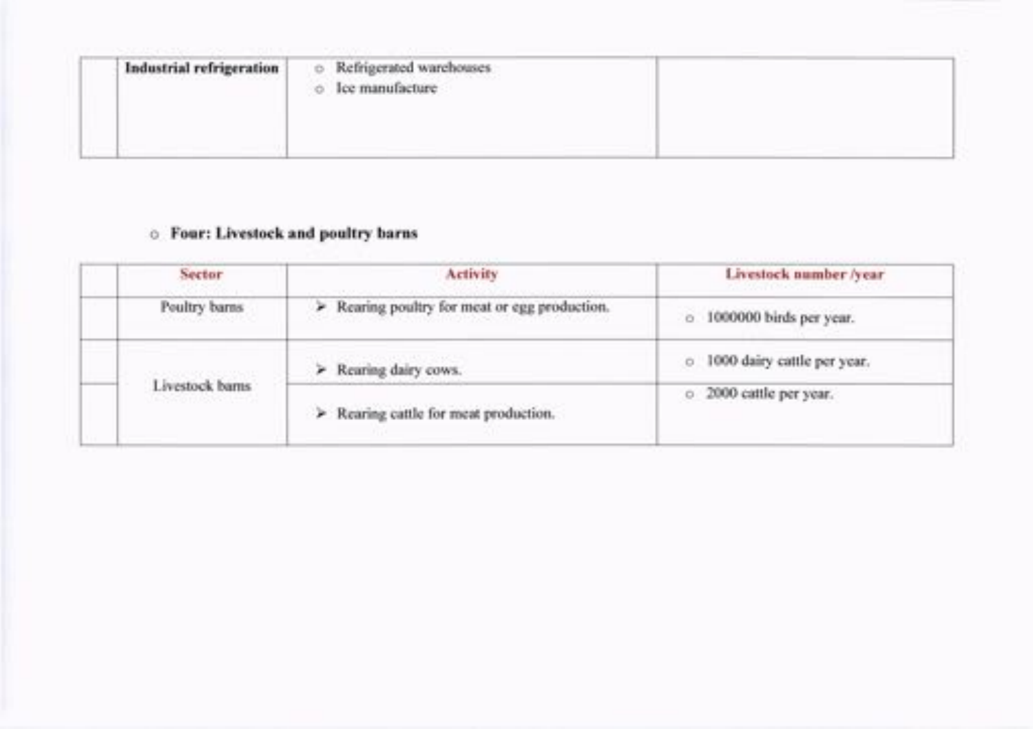|  | **Industrial refrigeration** | ◦ Refrigerated warehouses<br>◦ Ice manufacture |  |
|---|---|---|---|

- **Four: Livestock and poultry barns**

|  | Sector | Activity | Livestock number /year |
|---|---|---|---|
|  | Poultry barns | ➢ Rearing poultry for meat or egg production. | ◦ 1000000 birds per year. |
|  | Livestock barns | ➢ Rearing dairy cows. | ◦ 1000 dairy cattle per year. |
|  |  | ➢ Rearing cattle for meat production. | ◦ 2000 cattle per year. |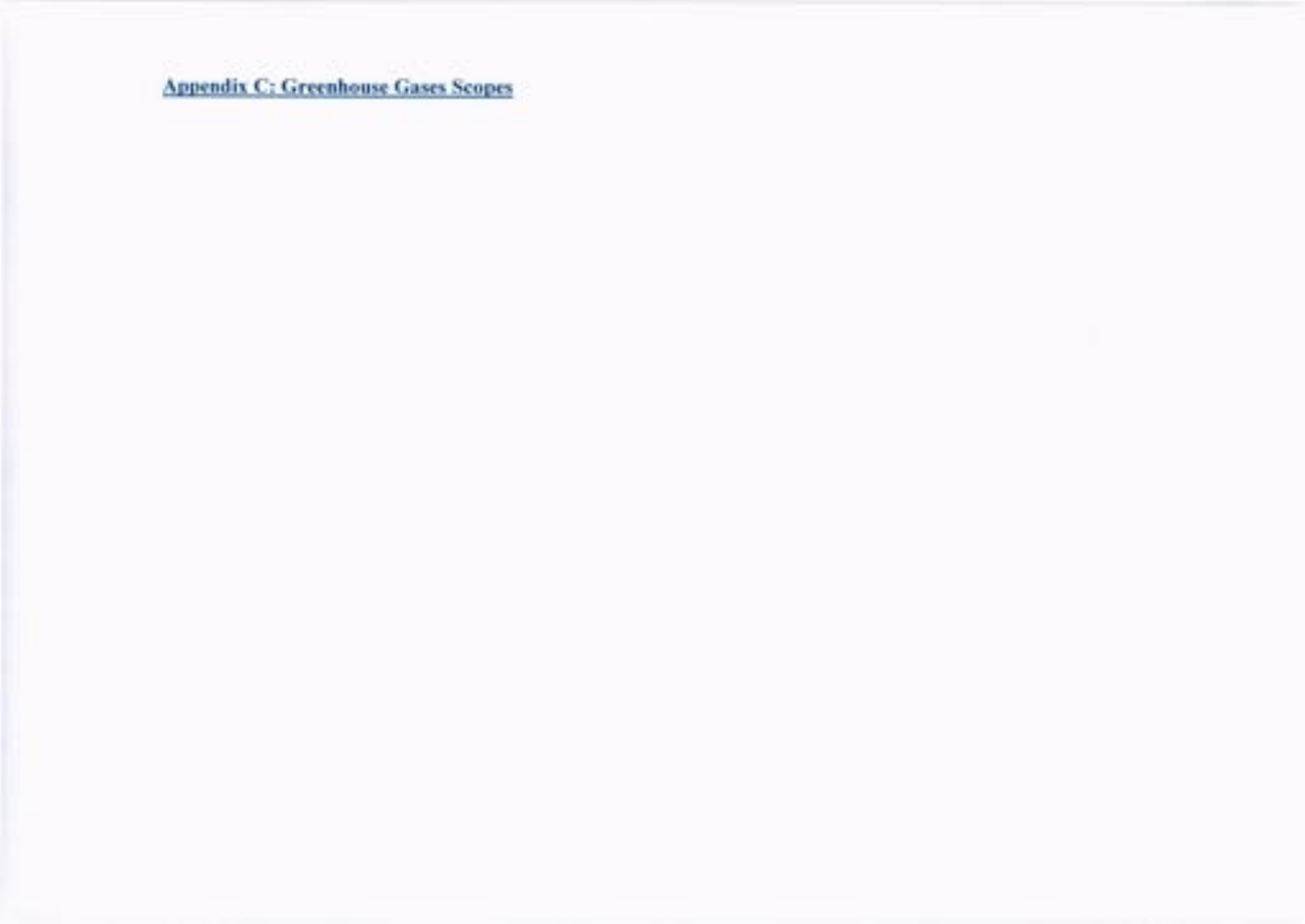## Appendix C: Greenhouse Gases Scopes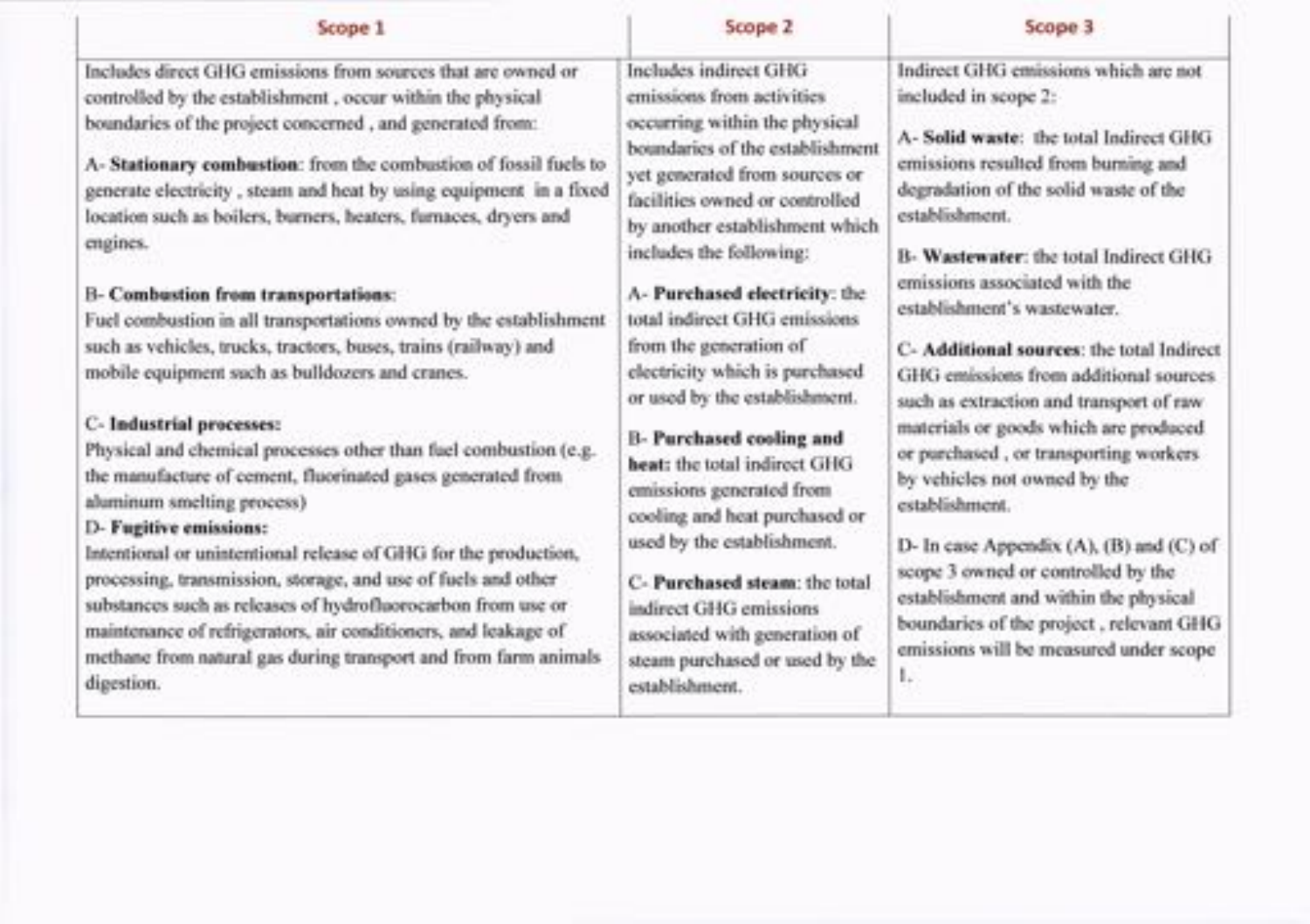| Scope 1 | Scope 2 | Scope 3 |
|---|---|---|
| Includes direct GHG emissions from sources that are owned or controlled by the establishment , occur within the physical boundaries of the project concerned , and generated from:<br><br>A- **Stationary combustion**: from the combustion of fossil fuels to generate electricity , steam and heat by using equipment in a fixed location such as boilers, burners, heaters, furnaces, dryers and engines.<br><br>B- **Combustion from transportations**:<br>Fuel combustion in all transportations owned by the establishment such as vehicles, trucks, tractors, buses, trains (railway) and mobile equipment such as bulldozers and cranes.<br><br>C- **Industrial processes:**<br>Physical and chemical processes other than fuel combustion (e.g. the manufacture of cement, fluorinated gases generated from aluminum smelting process)<br>D- **Fugitive emissions:**<br>Intentional or unintentional release of GHG for the production, processing, transmission, storage, and use of fuels and other substances such as releases of hydrofluorocarbon from use or maintenance of refrigerators, air conditioners, and leakage of methane from natural gas during transport and from farm animals digestion. | Includes indirect GHG emissions from activities occurring within the physical boundaries of the establishment yet generated from sources or facilities owned or controlled by another establishment which includes the following:<br><br>A- **Purchased electricity**: the total indirect GHG emissions from the generation of electricity which is purchased or used by the establishment.<br><br>B- **Purchased cooling and heat:** the total indirect GHG emissions generated from cooling and heat purchased or used by the establishment.<br><br>C- **Purchased steam**: the total indirect GHG emissions associated with generation of steam purchased or used by the establishment. | Indirect GHG emissions which are not included in scope 2:<br><br>A- **Solid waste**: the total Indirect GHG emissions resulted from burning and degradation of the solid waste of the establishment.<br><br>B- **Wastewater**: the total Indirect GHG emissions associated with the establishment's wastewater.<br><br>C- **Additional sources**: the total Indirect GHG emissions from additional sources such as extraction and transport of raw materials or goods which are produced or purchased , or transporting workers by vehicles not owned by the establishment.<br><br>D- In case Appendix (A), (B) and (C) of scope 3 owned or controlled by the establishment and within the physical boundaries of the project , relevant GHG emissions will be measured under scope 1. |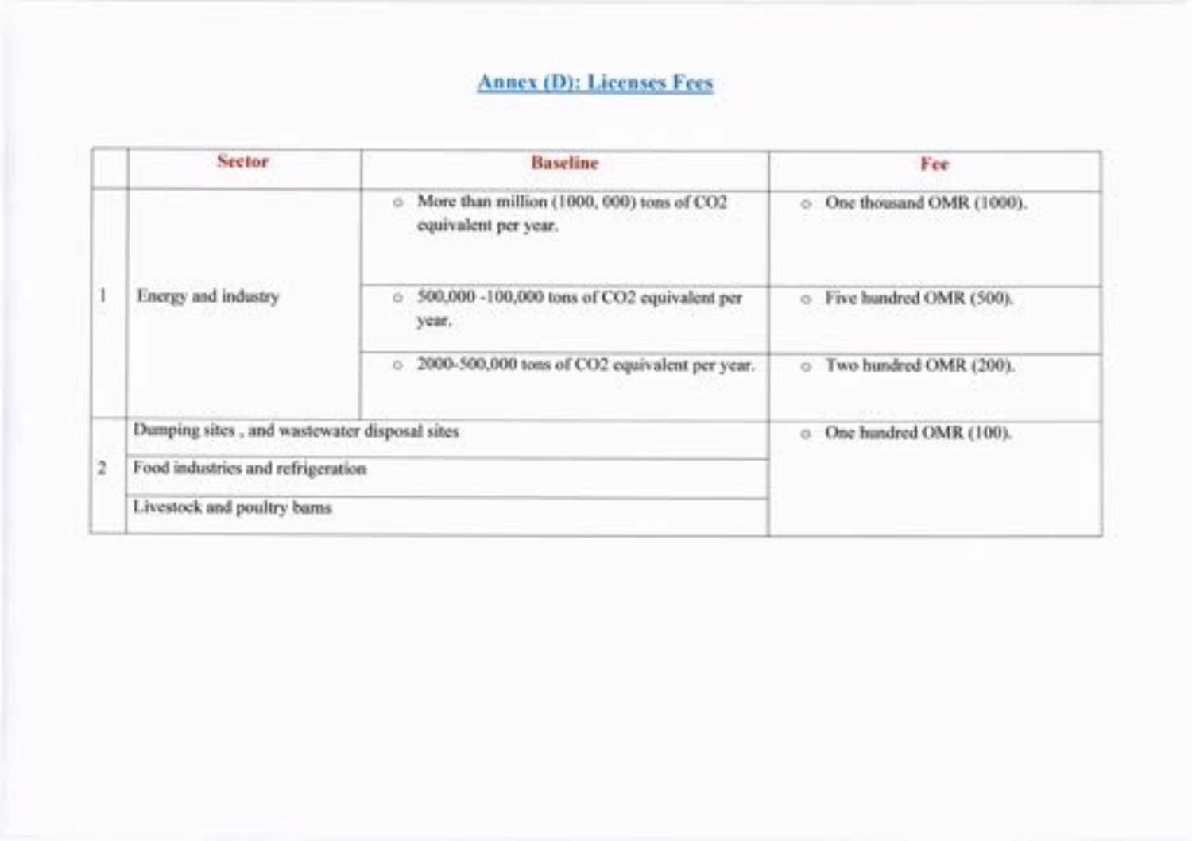## Annex (D): Licenses Fees

| | Sector | Baseline | Fee |
|---|---|---|---|
| 1 | Energy and industry | ○ More than million (1000, 000) tons of $CO_2$ equivalent per year. | ○ One thousand OMR (1000). |
| | | ○ 500,000 -100,000 tons of $CO_2$ equivalent per year. | ○ Five hundred OMR (500). |
| | | ○ 2000-500,000 tons of $CO_2$ equivalent per year. | ○ Two hundred OMR (200). |
| 2 | Dumping sites , and wastewater disposal sites | | ○ One hundred OMR (100). |
| | Food industries and refrigeration | | |
| | Livestock and poultry barns | | |